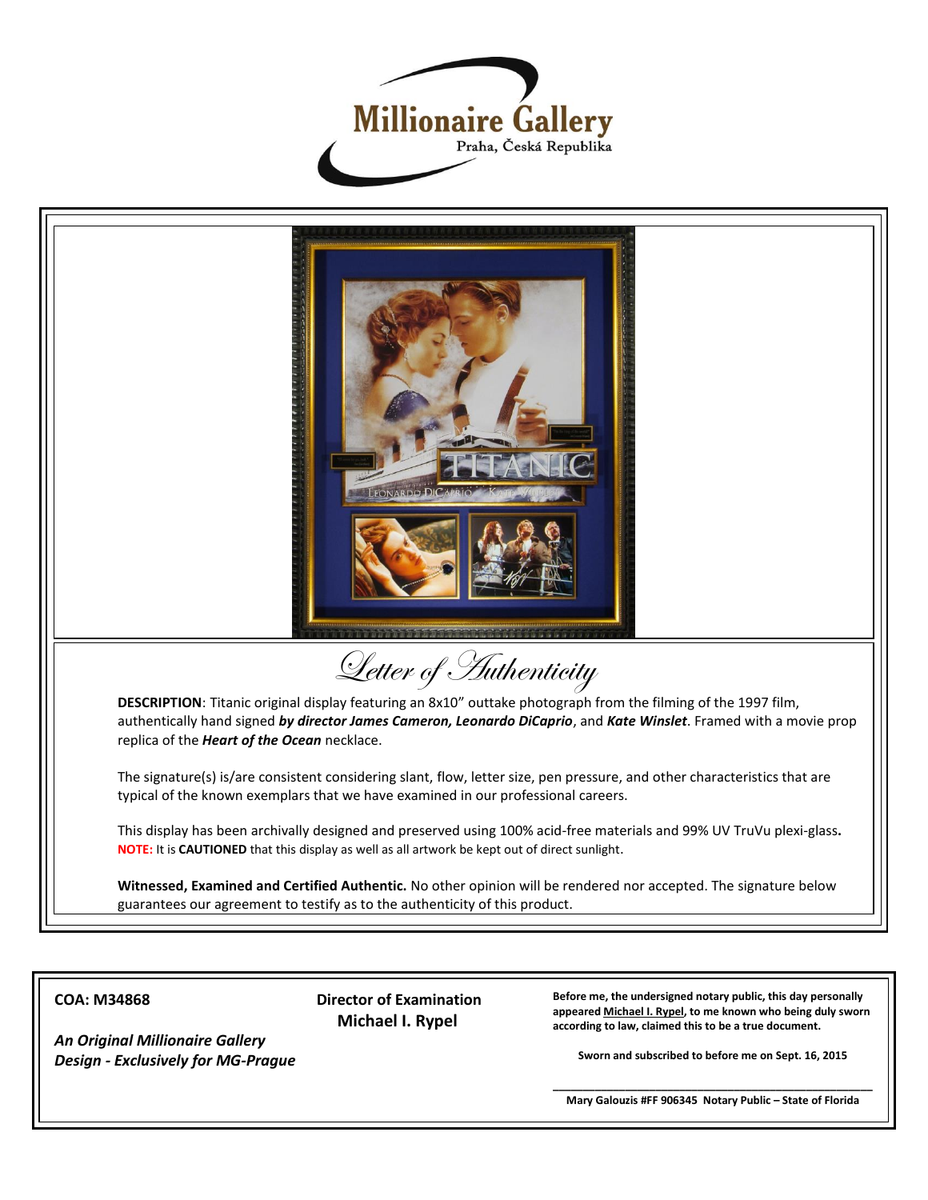# Millionaire Gallery

Praha, Česká Republika

## Letter of Authenticity

**DESCRIPTION**: Titanic original display featuring an 8x10" outtake photograph from the filming of the 1997 film, authentically hand signed ***by director James Cameron, Leonardo DiCaprio***, and ***Kate Winslet***. Framed with a movie prop replica of the ***Heart of the Ocean*** necklace.

The signature(s) is/are consistent considering slant, flow, letter size, pen pressure, and other characteristics that are typical of the known exemplars that we have examined in our professional careers.

This display has been archivally designed and preserved using 100% acid-free materials and 99% UV TruVu plexi-glass**.**
**NOTE:** It is **CAUTIONED** that this display as well as all artwork be kept out of direct sunlight.

**Witnessed, Examined and Certified Authentic.** No other opinion will be rendered nor accepted. The signature below guarantees our agreement to testify as to the authenticity of this product.

**COA: M34868**

***An Original Millionaire Gallery Design - Exclusively for MG-Prague***

**Director of Examination**
**Michael I. Rypel**

**Before me, the undersigned notary public, this day personally appeared Michael I. Rypel, to me known who being duly sworn according to law, claimed this to be a true document.**

**Sworn and subscribed to before me on Sept. 16, 2015**

______________________________

**Mary Galouzis #FF 906345 Notary Public – State of Florida**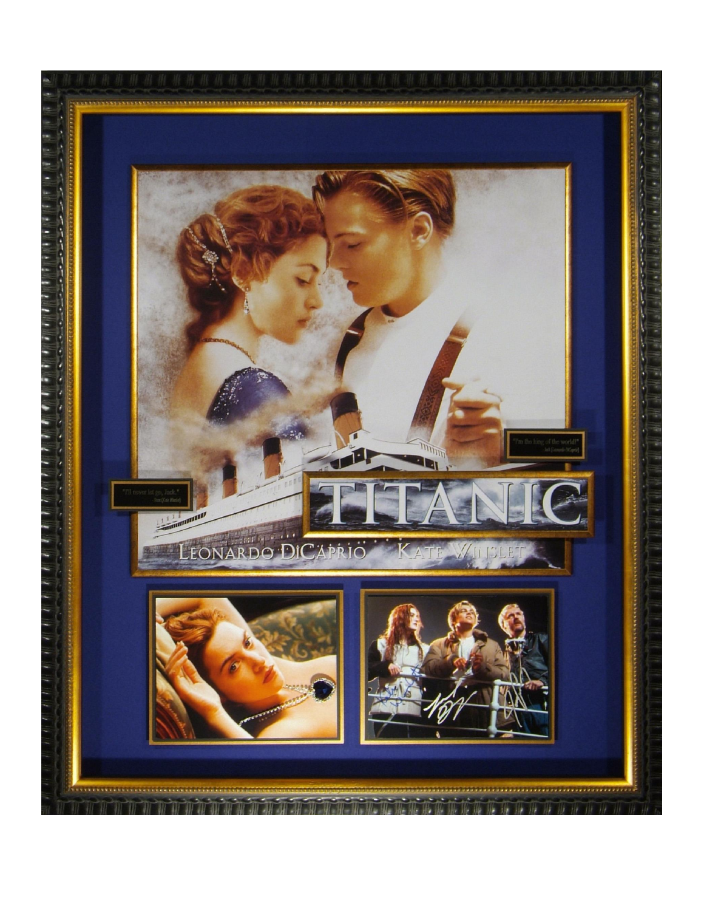"I'll never let go, Jack."

"I'm the king of the world!"

TITANIC

LEONARDO DiCAPRIO KATE WINSLET